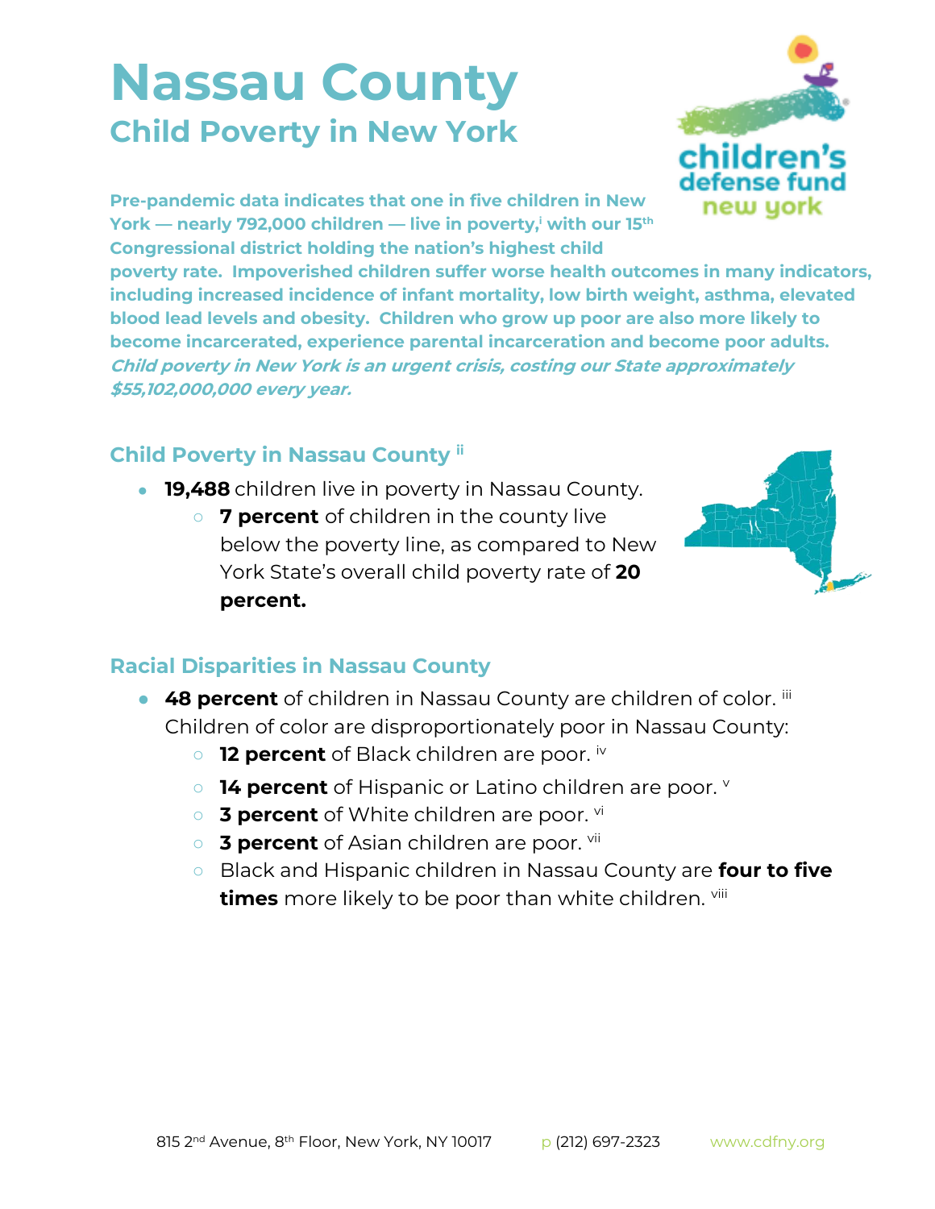# Nassau County

## Child Poverty in New York

**Pre-pandemic data indicates that one in five children in New York — nearly 792,000 children — live in poverty,[i] with our 15th Congressional district holding the nation's highest child poverty rate. Impoverished children suffer worse health outcomes in many indicators, including increased incidence of infant mortality, low birth weight, asthma, elevated blood lead levels and obesity. Children who grow up poor are also more likely to become incarcerated, experience parental incarceration and become poor adults.** ***Child poverty in New York is an urgent crisis, costing our State approximately $55,102,000,000 every year.***

### Child Poverty in Nassau County [ii]

- **19,488** children live in poverty in Nassau County.
  - **7 percent** of children in the county live below the poverty line, as compared to New York State's overall child poverty rate of **20 percent.**

### Racial Disparities in Nassau County

- **48 percent** of children in Nassau County are children of color. [iii] Children of color are disproportionately poor in Nassau County:
  - **12 percent** of Black children are poor. [iv]
  - **14 percent** of Hispanic or Latino children are poor. [v]
  - **3 percent** of White children are poor. [vi]
  - **3 percent** of Asian children are poor. [vii]
  - Black and Hispanic children in Nassau County are **four to five times** more likely to be poor than white children. [viii]

815 2nd Avenue, 8th Floor, New York, NY 10017 p (212) 697-2323 www.cdfny.org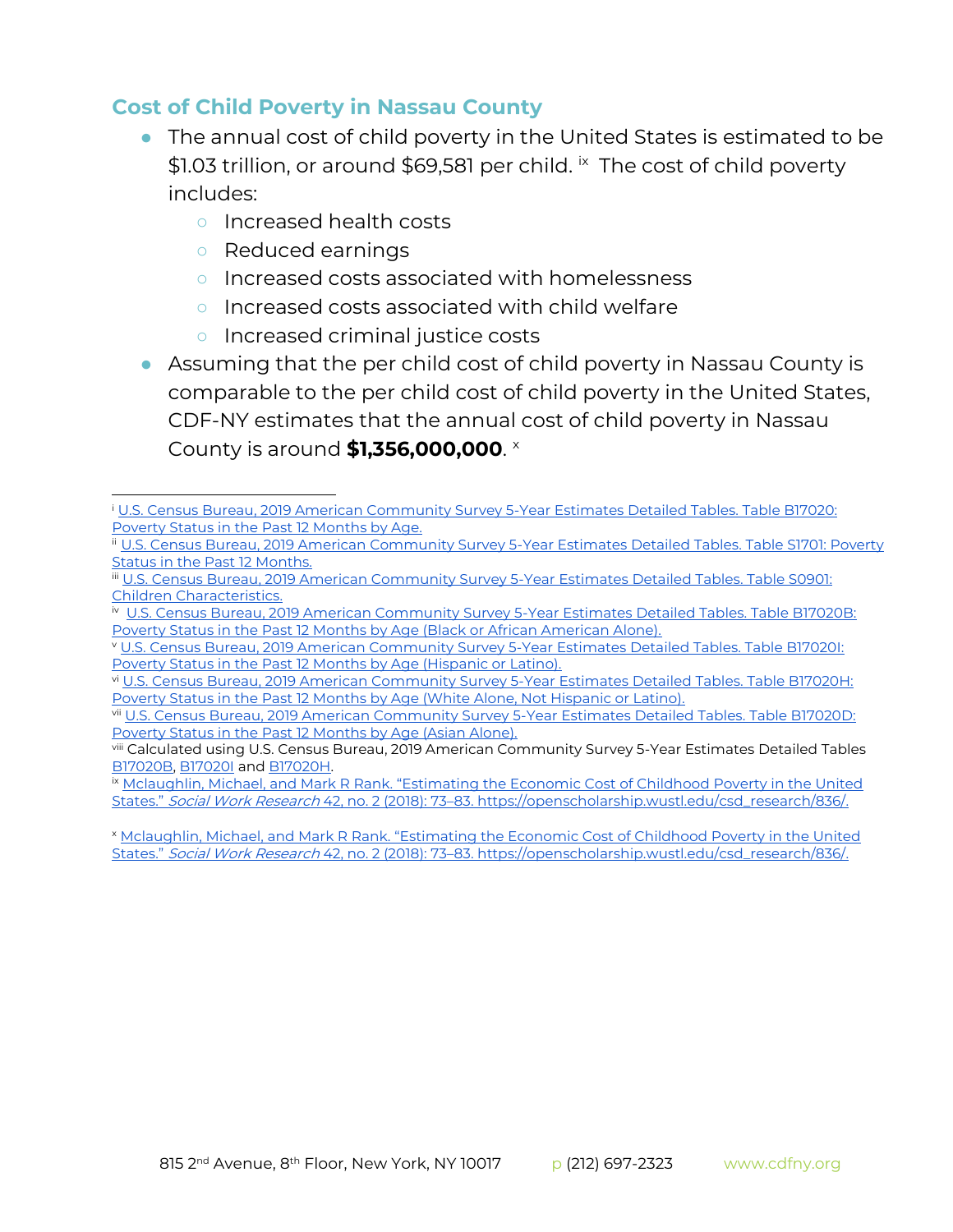## Cost of Child Poverty in Nassau County

- The annual cost of child poverty in the United States is estimated to be $1.03 trillion, or around $69,581 per child. [ix] The cost of child poverty includes:
  - Increased health costs
  - Reduced earnings
  - Increased costs associated with homelessness
  - Increased costs associated with child welfare
  - Increased criminal justice costs
- Assuming that the per child cost of child poverty in Nassau County is comparable to the per child cost of child poverty in the United States, CDF-NY estimates that the annual cost of child poverty in Nassau County is around **$1,356,000,000**. [x]

---

[i] U.S. Census Bureau, 2019 American Community Survey 5-Year Estimates Detailed Tables. Table B17020: Poverty Status in the Past 12 Months by Age.

[ii] U.S. Census Bureau, 2019 American Community Survey 5-Year Estimates Detailed Tables. Table S1701: Poverty Status in the Past 12 Months.

[iii] U.S. Census Bureau, 2019 American Community Survey 5-Year Estimates Detailed Tables. Table S0901: Children Characteristics.

[iv] U.S. Census Bureau, 2019 American Community Survey 5-Year Estimates Detailed Tables. Table B17020B: Poverty Status in the Past 12 Months by Age (Black or African American Alone).

[v] U.S. Census Bureau, 2019 American Community Survey 5-Year Estimates Detailed Tables. Table B17020I: Poverty Status in the Past 12 Months by Age (Hispanic or Latino).

[vi] U.S. Census Bureau, 2019 American Community Survey 5-Year Estimates Detailed Tables. Table B17020H: Poverty Status in the Past 12 Months by Age (White Alone, Not Hispanic or Latino).

[vii] U.S. Census Bureau, 2019 American Community Survey 5-Year Estimates Detailed Tables. Table B17020D: Poverty Status in the Past 12 Months by Age (Asian Alone).

[viii] Calculated using U.S. Census Bureau, 2019 American Community Survey 5-Year Estimates Detailed Tables B17020B, B17020I and B17020H.

[ix] Mclaughlin, Michael, and Mark R Rank. "Estimating the Economic Cost of Childhood Poverty in the United States." *Social Work Research* 42, no. 2 (2018): 73–83. https://openscholarship.wustl.edu/csd_research/836/.

[x] Mclaughlin, Michael, and Mark R Rank. "Estimating the Economic Cost of Childhood Poverty in the United States." *Social Work Research* 42, no. 2 (2018): 73–83. https://openscholarship.wustl.edu/csd_research/836/.